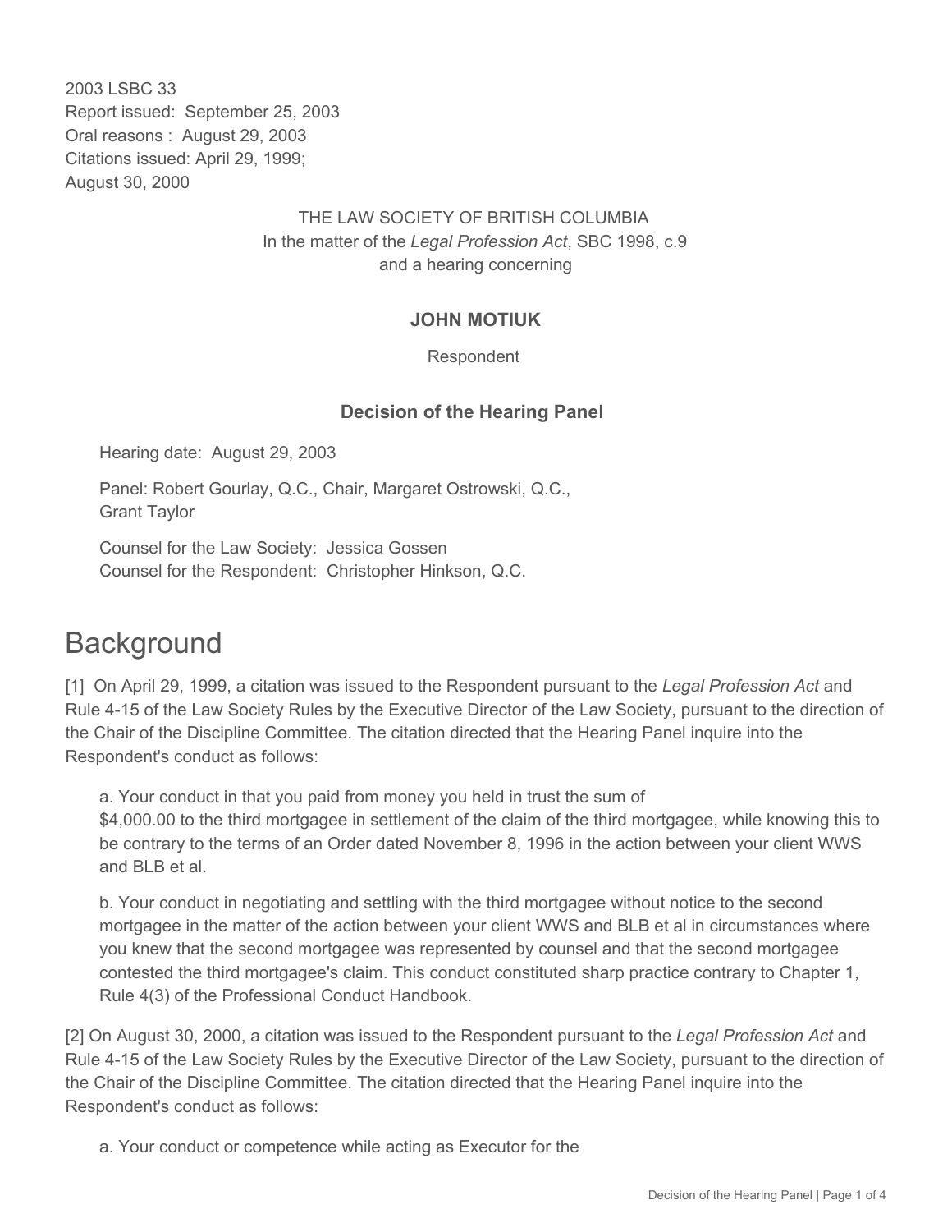2003 LSBC 33
Report issued: September 25, 2003
Oral reasons : August 29, 2003
Citations issued: April 29, 1999;
August 30, 2000

THE LAW SOCIETY OF BRITISH COLUMBIA
In the matter of the *Legal Profession Act*, SBC 1998, c.9
and a hearing concerning

**JOHN MOTIUK**

Respondent

**Decision of the Hearing Panel**

Hearing date: August 29, 2003

Panel: Robert Gourlay, Q.C., Chair, Margaret Ostrowski, Q.C., Grant Taylor

Counsel for the Law Society: Jessica Gossen
Counsel for the Respondent: Christopher Hinkson, Q.C.

# Background

[1] On April 29, 1999, a citation was issued to the Respondent pursuant to the *Legal Profession Act* and Rule 4-15 of the Law Society Rules by the Executive Director of the Law Society, pursuant to the direction of the Chair of the Discipline Committee. The citation directed that the Hearing Panel inquire into the Respondent's conduct as follows:

> a. Your conduct in that you paid from money you held in trust the sum of $4,000.00 to the third mortgagee in settlement of the claim of the third mortgagee, while knowing this to be contrary to the terms of an Order dated November 8, 1996 in the action between your client WWS and BLB et al.
>
> b. Your conduct in negotiating and settling with the third mortgagee without notice to the second mortgagee in the matter of the action between your client WWS and BLB et al in circumstances where you knew that the second mortgagee was represented by counsel and that the second mortgagee contested the third mortgagee's claim. This conduct constituted sharp practice contrary to Chapter 1, Rule 4(3) of the Professional Conduct Handbook.

[2] On August 30, 2000, a citation was issued to the Respondent pursuant to the *Legal Profession Act* and Rule 4-15 of the Law Society Rules by the Executive Director of the Law Society, pursuant to the direction of the Chair of the Discipline Committee. The citation directed that the Hearing Panel inquire into the Respondent's conduct as follows:

> a. Your conduct or competence while acting as Executor for the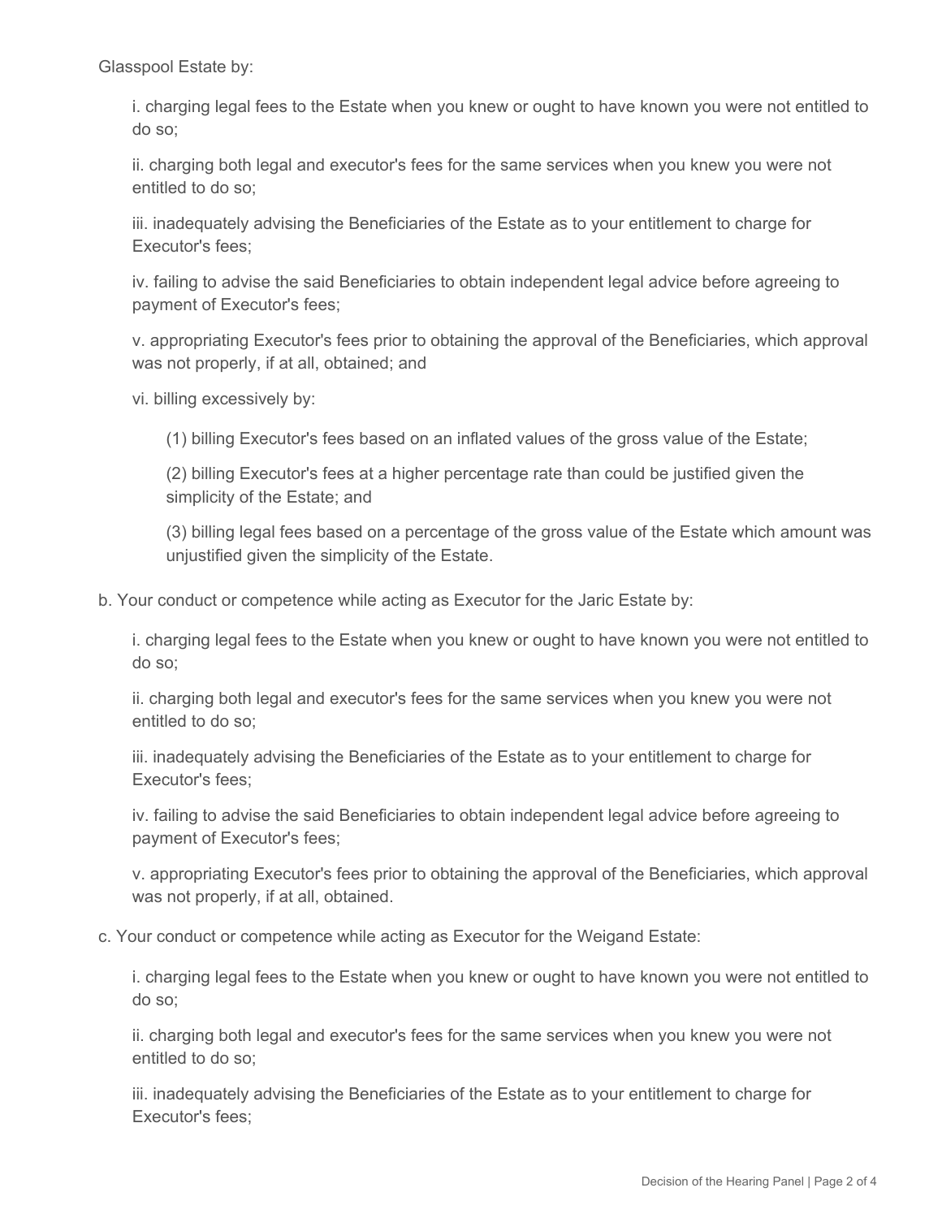Glasspool Estate by:

i. charging legal fees to the Estate when you knew or ought to have known you were not entitled to do so;

ii. charging both legal and executor's fees for the same services when you knew you were not entitled to do so;

iii. inadequately advising the Beneficiaries of the Estate as to your entitlement to charge for Executor's fees;

iv. failing to advise the said Beneficiaries to obtain independent legal advice before agreeing to payment of Executor's fees;

v. appropriating Executor's fees prior to obtaining the approval of the Beneficiaries, which approval was not properly, if at all, obtained; and

vi. billing excessively by:

(1) billing Executor's fees based on an inflated values of the gross value of the Estate;

(2) billing Executor's fees at a higher percentage rate than could be justified given the simplicity of the Estate; and

(3) billing legal fees based on a percentage of the gross value of the Estate which amount was unjustified given the simplicity of the Estate.

b. Your conduct or competence while acting as Executor for the Jaric Estate by:

i. charging legal fees to the Estate when you knew or ought to have known you were not entitled to do so;

ii. charging both legal and executor's fees for the same services when you knew you were not entitled to do so;

iii. inadequately advising the Beneficiaries of the Estate as to your entitlement to charge for Executor's fees;

iv. failing to advise the said Beneficiaries to obtain independent legal advice before agreeing to payment of Executor's fees;

v. appropriating Executor's fees prior to obtaining the approval of the Beneficiaries, which approval was not properly, if at all, obtained.

c. Your conduct or competence while acting as Executor for the Weigand Estate:

i. charging legal fees to the Estate when you knew or ought to have known you were not entitled to do so;

ii. charging both legal and executor's fees for the same services when you knew you were not entitled to do so;

iii. inadequately advising the Beneficiaries of the Estate as to your entitlement to charge for Executor's fees;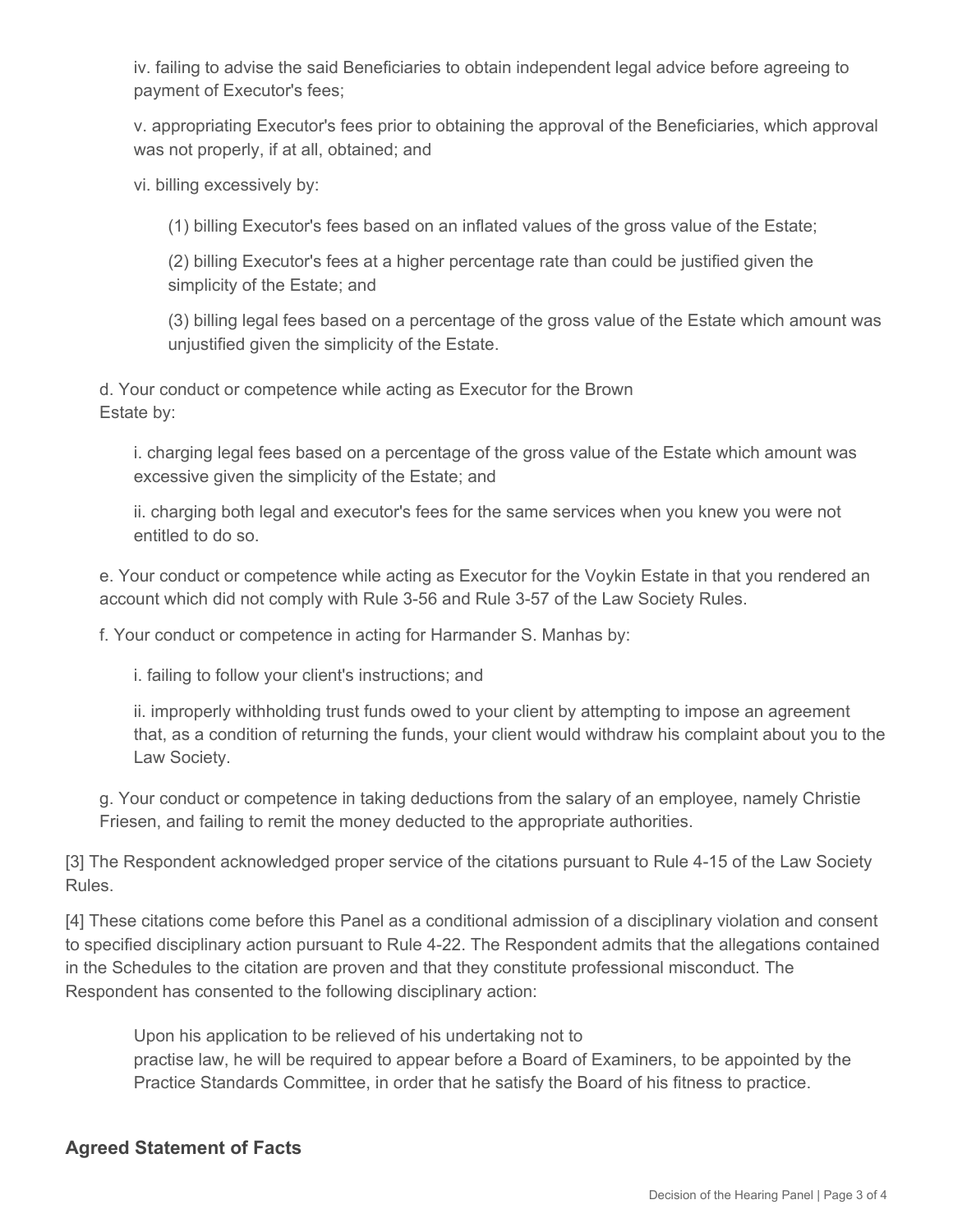iv. failing to advise the said Beneficiaries to obtain independent legal advice before agreeing to payment of Executor's fees;

v. appropriating Executor's fees prior to obtaining the approval of the Beneficiaries, which approval was not properly, if at all, obtained; and

vi. billing excessively by:

(1) billing Executor's fees based on an inflated values of the gross value of the Estate;

(2) billing Executor's fees at a higher percentage rate than could be justified given the simplicity of the Estate; and

(3) billing legal fees based on a percentage of the gross value of the Estate which amount was unjustified given the simplicity of the Estate.

d. Your conduct or competence while acting as Executor for the Brown Estate by:

i. charging legal fees based on a percentage of the gross value of the Estate which amount was excessive given the simplicity of the Estate; and

ii. charging both legal and executor's fees for the same services when you knew you were not entitled to do so.

e. Your conduct or competence while acting as Executor for the Voykin Estate in that you rendered an account which did not comply with Rule 3-56 and Rule 3-57 of the Law Society Rules.

f. Your conduct or competence in acting for Harmander S. Manhas by:

i. failing to follow your client's instructions; and

ii. improperly withholding trust funds owed to your client by attempting to impose an agreement that, as a condition of returning the funds, your client would withdraw his complaint about you to the Law Society.

g. Your conduct or competence in taking deductions from the salary of an employee, namely Christie Friesen, and failing to remit the money deducted to the appropriate authorities.

[3] The Respondent acknowledged proper service of the citations pursuant to Rule 4-15 of the Law Society Rules.

[4] These citations come before this Panel as a conditional admission of a disciplinary violation and consent to specified disciplinary action pursuant to Rule 4-22. The Respondent admits that the allegations contained in the Schedules to the citation are proven and that they constitute professional misconduct. The Respondent has consented to the following disciplinary action:

> Upon his application to be relieved of his undertaking not to practise law, he will be required to appear before a Board of Examiners, to be appointed by the Practice Standards Committee, in order that he satisfy the Board of his fitness to practice.

## Agreed Statement of Facts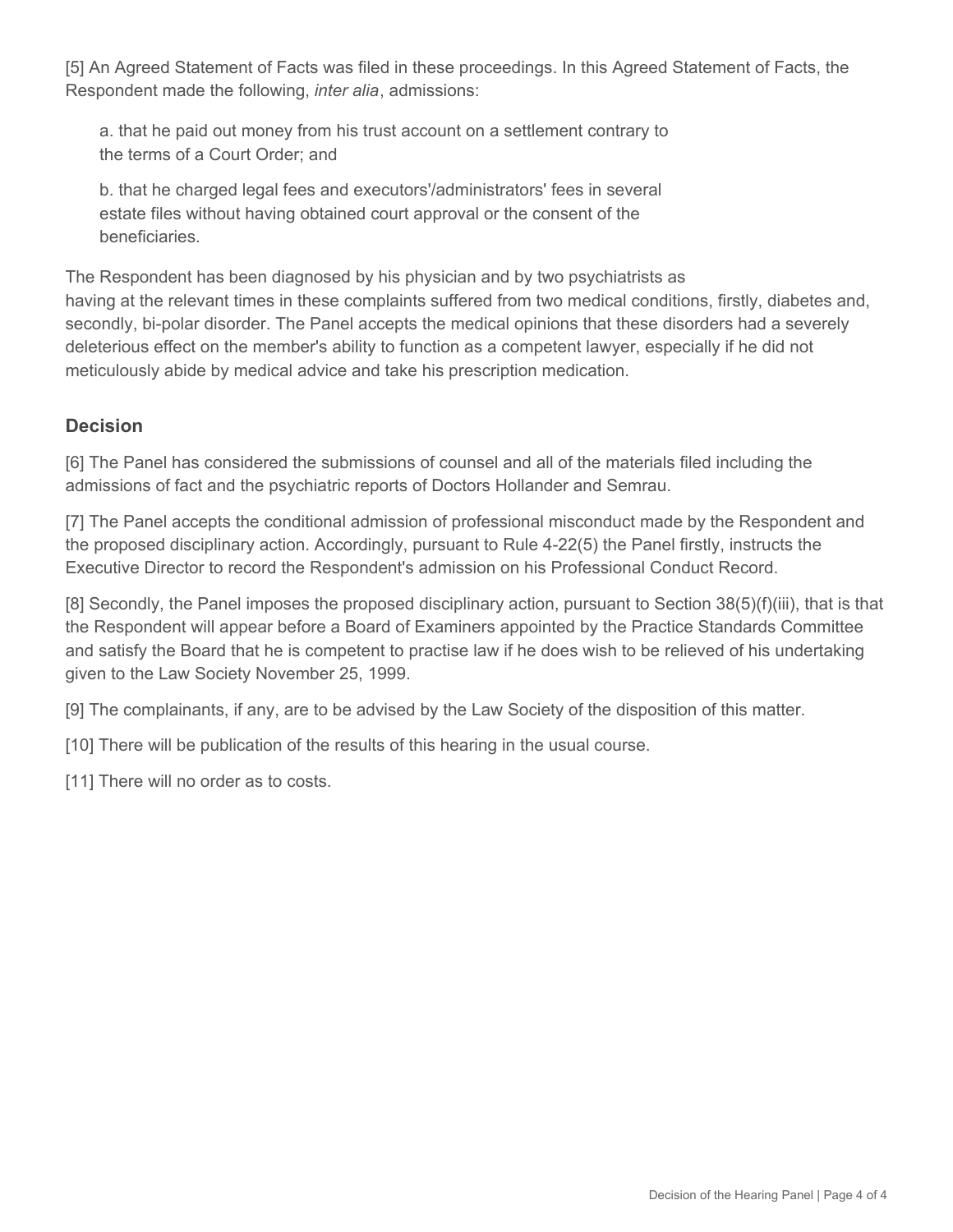[5] An Agreed Statement of Facts was filed in these proceedings. In this Agreed Statement of Facts, the Respondent made the following, *inter alia*, admissions:

a. that he paid out money from his trust account on a settlement contrary to the terms of a Court Order; and

b. that he charged legal fees and executors'/administrators' fees in several estate files without having obtained court approval or the consent of the beneficiaries.

The Respondent has been diagnosed by his physician and by two psychiatrists as having at the relevant times in these complaints suffered from two medical conditions, firstly, diabetes and, secondly, bi-polar disorder. The Panel accepts the medical opinions that these disorders had a severely deleterious effect on the member's ability to function as a competent lawyer, especially if he did not meticulously abide by medical advice and take his prescription medication.

## Decision

[6] The Panel has considered the submissions of counsel and all of the materials filed including the admissions of fact and the psychiatric reports of Doctors Hollander and Semrau.

[7] The Panel accepts the conditional admission of professional misconduct made by the Respondent and the proposed disciplinary action. Accordingly, pursuant to Rule 4-22(5) the Panel firstly, instructs the Executive Director to record the Respondent's admission on his Professional Conduct Record.

[8] Secondly, the Panel imposes the proposed disciplinary action, pursuant to Section 38(5)(f)(iii), that is that the Respondent will appear before a Board of Examiners appointed by the Practice Standards Committee and satisfy the Board that he is competent to practise law if he does wish to be relieved of his undertaking given to the Law Society November 25, 1999.

[9] The complainants, if any, are to be advised by the Law Society of the disposition of this matter.

[10] There will be publication of the results of this hearing in the usual course.

[11] There will no order as to costs.